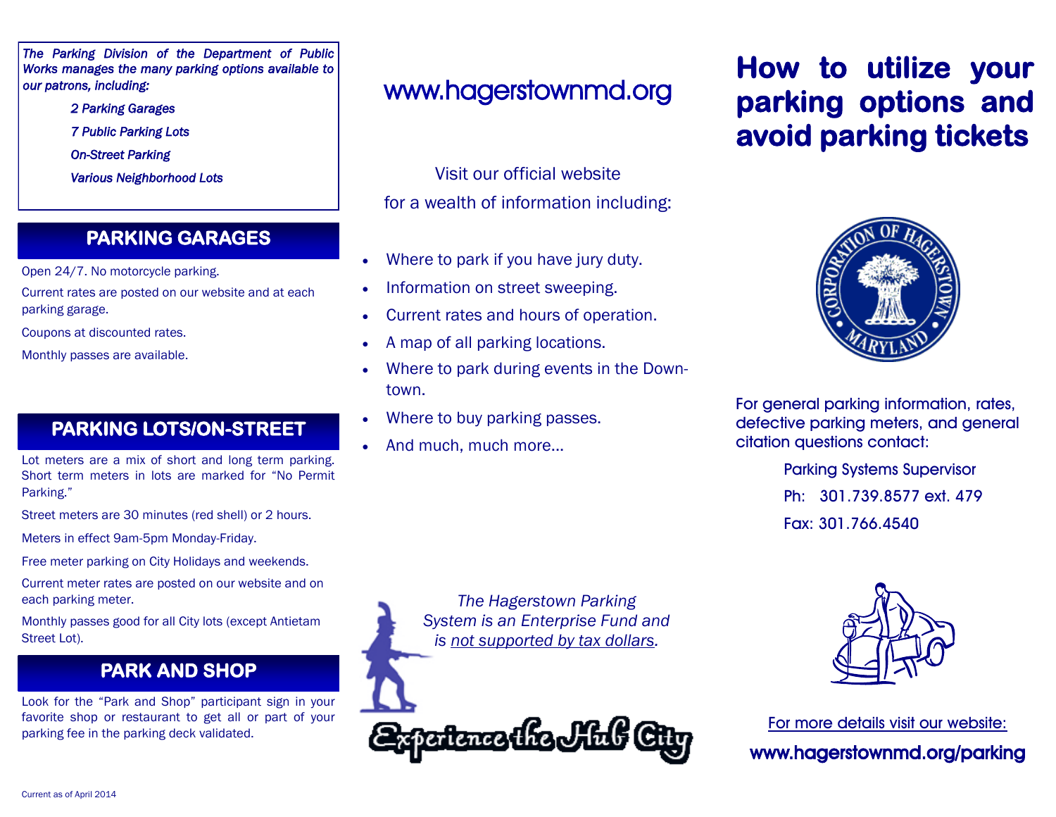*The Parking Division of the Department of Public Works manages the many parking options available to our patrons, including:*

- *2 Parking Garages*
- *7 Public Parking Lots*
- *On-Street Parking*
- *Various Neighborhood Lots*

## PARKING GARAGES

Open 24/7. No motorcycle parking.

Current rates are posted on our website and at each parking garage.

Coupons at discounted rates.

Monthly passes are available.

## PARKING LOTS/ON-STREET

Lot meters are a mix of short and long term parking. Short term meters in lots are marked for "No Permit Parking."

Street meters are 30 minutes (red shell) or 2 hours.

Meters in effect 9am-5pm Monday-Friday.

Free meter parking on City Holidays and weekends.

Current meter rates are posted on our website and on each parking meter.

Monthly passes good for all City lots (except Antietam Street Lot).

## PARK AND SHOP

Look for the "Park and Shop" participant sign in your favorite shop or restaurant to get all or part of your parking fee in the parking deck validated.

Current as of April 2014

## www.hagerstownmd.org

Visit our official website for a wealth of information including:

- Where to park if you have jury duty.
- Information on street sweeping.
- Current rates and hours of operation.
- A map of all parking locations.
- Where to park during events in the Downtown.
- Where to buy parking passes.
- And much, much more…

*The Hagerstown Parking System is an Enterprise Fund and is not supported by tax dollars.*

Experience the Hub City

# How to utilize your parking options and avoid parking tickets

For general parking information, rates, defective parking meters, and general citation questions contact:

Parking Systems Supervisor

Ph: 301.739.8577 ext. 479

Fax: 301.766.4540

For more details visit our website:

**www.hagerstownmd.org/parking**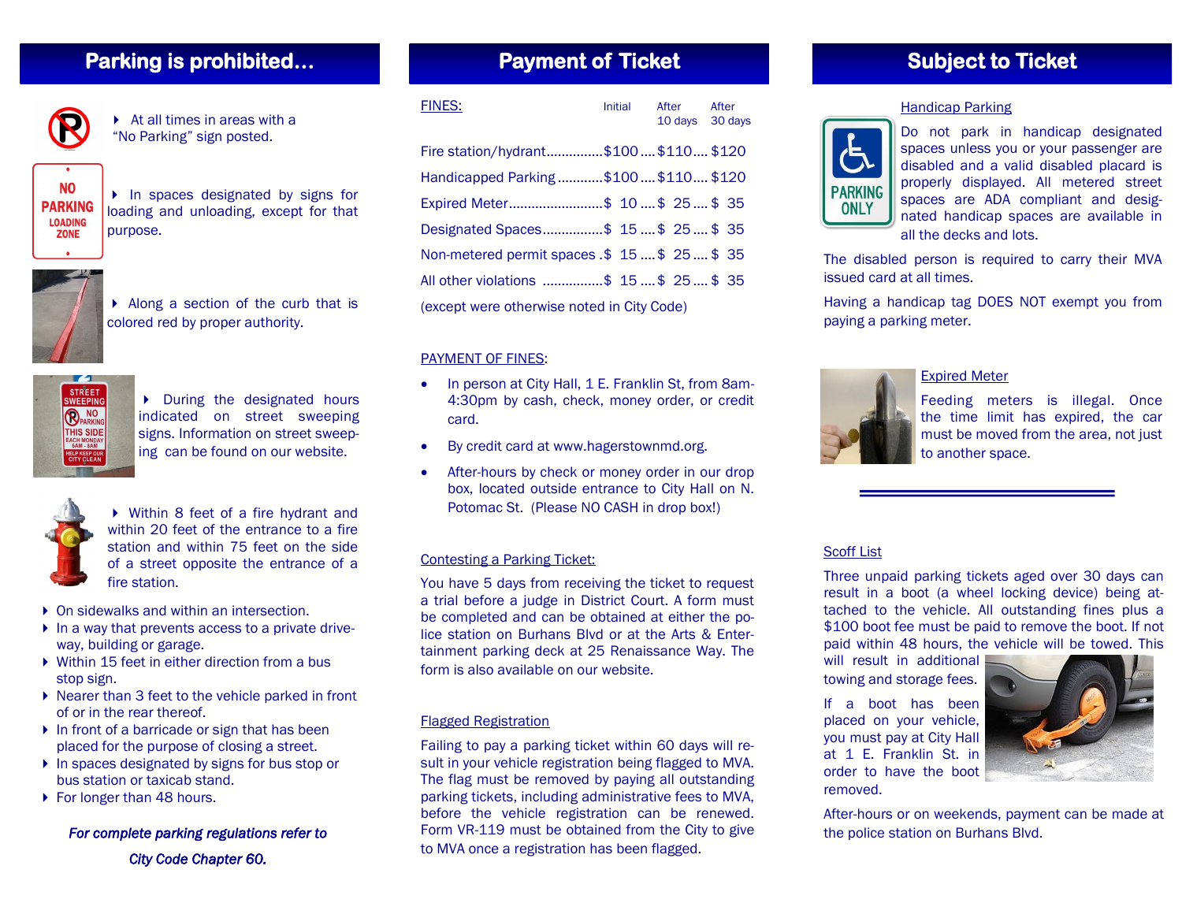## Parking is prohibited…

- At all times in areas with a "No Parking" sign posted.
- In spaces designated by signs for loading and unloading, except for that purpose.
- Along a section of the curb that is colored red by proper authority.
- During the designated hours indicated on street sweeping signs. Information on street sweeping can be found on our website.
- Within 8 feet of a fire hydrant and within 20 feet of the entrance to a fire station and within 75 feet on the side of a street opposite the entrance of a fire station.
- On sidewalks and within an intersection.
- In a way that prevents access to a private driveway, building or garage.
- Within 15 feet in either direction from a bus stop sign.
- Nearer than 3 feet to the vehicle parked in front of or in the rear thereof.
- In front of a barricade or sign that has been placed for the purpose of closing a street.
- In spaces designated by signs for bus stop or bus station or taxicab stand.
- For longer than 48 hours.

***For complete parking regulations refer to City Code Chapter 60.***

## Payment of Ticket

| FINES: | Initial | After 10 days | After 30 days |
|---|---|---|---|
| Fire station/hydrant | $100 | $110 | $120 |
| Handicapped Parking | $100 | $110 | $120 |
| Expired Meter | $ 10 | $ 25 | $ 35 |
| Designated Spaces | $ 15 | $ 25 | $ 35 |
| Non-metered permit spaces | $ 15 | $ 25 | $ 35 |
| All other violations | $ 15 | $ 25 | $ 35 |

(except were otherwise noted in City Code)

PAYMENT OF FINES:

- In person at City Hall, 1 E. Franklin St, from 8am-4:30pm by cash, check, money order, or credit card.
- By credit card at www.hagerstownmd.org.
- After-hours by check or money order in our drop box, located outside entrance to City Hall on N. Potomac St. (Please NO CASH in drop box!)

Contesting a Parking Ticket:

You have 5 days from receiving the ticket to request a trial before a judge in District Court. A form must be completed and can be obtained at either the police station on Burhans Blvd or at the Arts & Entertainment parking deck at 25 Renaissance Way. The form is also available on our website.

Flagged Registration

Failing to pay a parking ticket within 60 days will result in your vehicle registration being flagged to MVA. The flag must be removed by paying all outstanding parking tickets, including administrative fees to MVA, before the vehicle registration can be renewed. Form VR-119 must be obtained from the City to give to MVA once a registration has been flagged.

## Subject to Ticket

Handicap Parking

Do not park in handicap designated spaces unless you or your passenger are disabled and a valid disabled placard is properly displayed. All metered street spaces are ADA compliant and designated handicap spaces are available in all the decks and lots.

The disabled person is required to carry their MVA issued card at all times.

Having a handicap tag DOES NOT exempt you from paying a parking meter.

Expired Meter

Feeding meters is illegal. Once the time limit has expired, the car must be moved from the area, not just to another space.

Scoff List

Three unpaid parking tickets aged over 30 days can result in a boot (a wheel locking device) being attached to the vehicle. All outstanding fines plus a $100 boot fee must be paid to remove the boot. If not paid within 48 hours, the vehicle will be towed. This will result in additional towing and storage fees.

If a boot has been placed on your vehicle, you must pay at City Hall at 1 E. Franklin St. in order to have the boot removed.

After-hours or on weekends, payment can be made at the police station on Burhans Blvd.